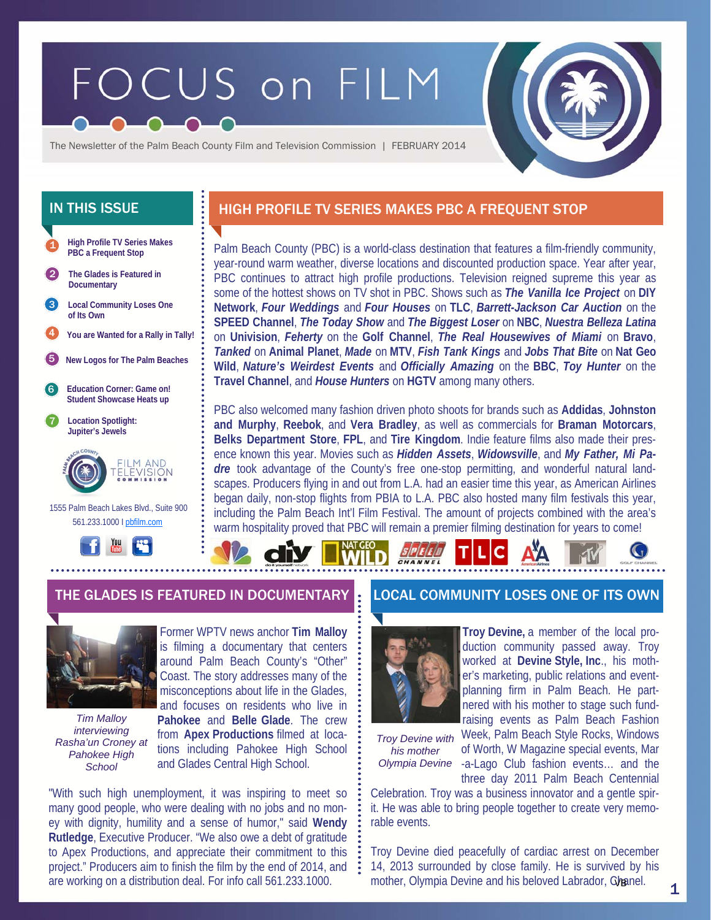# FOCUS on FILM

The Newsletter of the Palm Beach County Film and Television Commission | FEBRUARY 2014

## IN THIS ISSUE

1. High Profile TV Series Makes PBC a Frequent Stop
2. The Glades is Featured in Documentary
3. Local Community Loses One of Its Own
4. You are Wanted for a Rally in Tally!
5. New Logos for The Palm Beaches
6. Education Corner: Game on! Student Showcase Heats up
7. Location Spotlight: Jupiter's Jewels

FILM AND TELEVISION COMMISSION

1555 Palm Beach Lakes Blvd., Suite 900
561.233.1000 I pbfilm.com

## HIGH PROFILE TV SERIES MAKES PBC A FREQUENT STOP

Palm Beach County (PBC) is a world-class destination that features a film-friendly community, year-round warm weather, diverse locations and discounted production space. Year after year, PBC continues to attract high profile productions. Television reigned supreme this year as some of the hottest shows on TV shot in PBC. Shows such as ***The Vanilla Ice Project*** on **DIY Network**, ***Four Weddings*** and ***Four Houses*** on **TLC**, ***Barrett-Jackson Car Auction*** on the **SPEED Channel**, ***The Today Show*** and ***The Biggest Loser*** on **NBC**, ***Nuestra Belleza Latina*** on **Univision**, ***Feherty*** on the **Golf Channel**, ***The Real Housewives of Miami*** on **Bravo**, ***Tanked*** on **Animal Planet**, ***Made*** on **MTV**, ***Fish Tank Kings*** and ***Jobs That Bite*** on **Nat Geo Wild**, ***Nature's Weirdest Events*** and ***Officially Amazing*** on the **BBC**, ***Toy Hunter*** on the **Travel Channel**, and ***House Hunters*** on **HGTV** among many others.

PBC also welcomed many fashion driven photo shoots for brands such as **Addidas**, **Johnston and Murphy**, **Reebok**, and **Vera Bradley**, as well as commercials for **Braman Motorcars**, **Belks Department Store**, **FPL**, and **Tire Kingdom**. Indie feature films also made their presence known this year. Movies such as ***Hidden Assets***, ***Widowsville***, and ***My Father, Mi Padre*** took advantage of the County's free one-stop permitting, and wonderful natural landscapes. Producers flying in and out from L.A. had an easier time this year, as American Airlines began daily, non-stop flights from PBIA to L.A. PBC also hosted many film festivals this year, including the Palm Beach Int'l Film Festival. The amount of projects combined with the area's warm hospitality proved that PBC will remain a premier filming destination for years to come!

## THE GLADES IS FEATURED IN DOCUMENTARY

*Tim Malloy interviewing Rasha'un Croney at Pahokee High School*

Former WPTV news anchor **Tim Malloy** is filming a documentary that centers around Palm Beach County's "Other" Coast. The story addresses many of the misconceptions about life in the Glades, and focuses on residents who live in **Pahokee** and **Belle Glade**. The crew from **Apex Productions** filmed at locations including Pahokee High School and Glades Central High School.

"With such high unemployment, it was inspiring to meet so many good people, who were dealing with no jobs and no money with dignity, humility and a sense of humor," said **Wendy Rutledge**, Executive Producer. "We also owe a debt of gratitude to Apex Productions, and appreciate their commitment to this project." Producers aim to finish the film by the end of 2014, and are working on a distribution deal. For info call 561.233.1000.

## LOCAL COMMUNITY LOSES ONE OF ITS OWN

*Troy Devine with his mother Olympia Devine*

**Troy Devine,** a member of the local production community passed away. Troy worked at **Devine Style, Inc**., his mother's marketing, public relations and event-planning firm in Palm Beach. He partnered with his mother to stage such fundraising events as Palm Beach Fashion Week, Palm Beach Style Rocks, Windows of Worth, W Magazine special events, Mar-a-Lago Club fashion events... and the three day 2011 Palm Beach Centennial Celebration. Troy was a business innovator and a gentle spirit. He was able to bring people together to create very memorable events.

Troy Devine died peacefully of cardiac arrest on December 14, 2013 surrounded by close family. He is survived by his mother, Olympia Devine and his beloved Labrador, Chanel. VB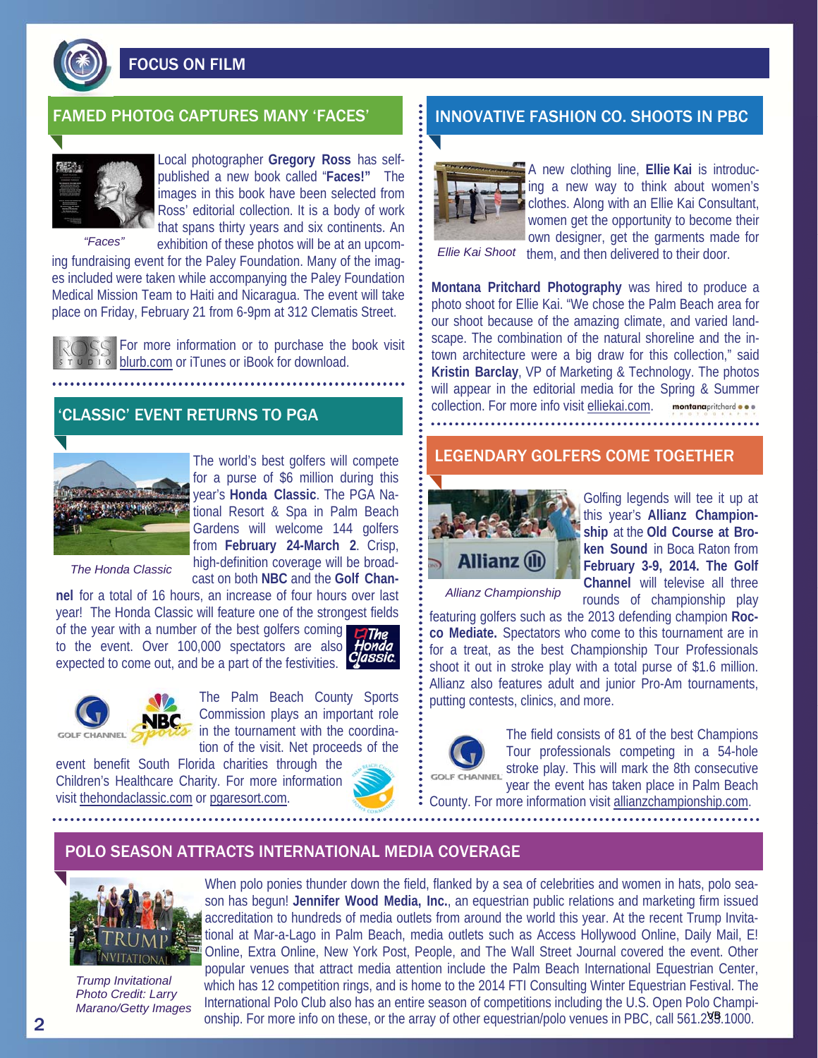# FOCUS ON FILM

## FAMED PHOTOG CAPTURES MANY 'FACES'

*"Faces"*

Local photographer **Gregory Ross** has self-published a new book called "**Faces!"** The images in this book have been selected from Ross' editorial collection. It is a body of work that spans thirty years and six continents. An exhibition of these photos will be at an upcoming fundraising event for the Paley Foundation. Many of the images included were taken while accompanying the Paley Foundation Medical Mission Team to Haiti and Nicaragua. The event will take place on Friday, February 21 from 6-9pm at 312 Clematis Street.

For more information or to purchase the book visit blurb.com or iTunes or iBook for download.

## 'CLASSIC' EVENT RETURNS TO PGA

*The Honda Classic*

The world's best golfers will compete for a purse of $6 million during this year's **Honda Classic**. The PGA National Resort & Spa in Palm Beach Gardens will welcome 144 golfers from **February 24-March 2**. Crisp, high-definition coverage will be broadcast on both **NBC** and the **Golf Channel** for a total of 16 hours, an increase of four hours over last year! The Honda Classic will feature one of the strongest fields of the year with a number of the best golfers coming to the event. Over 100,000 spectators are also expected to come out, and be a part of the festivities.

The Palm Beach County Sports Commission plays an important role in the tournament with the coordination of the visit. Net proceeds of the event benefit South Florida charities through the Children's Healthcare Charity. For more information visit thehondaclassic.com or pgaresort.com.

## INNOVATIVE FASHION CO. SHOOTS IN PBC

*Ellie Kai Shoot*

A new clothing line, **Ellie Kai** is introducing a new way to think about women's clothes. Along with an Ellie Kai Consultant, women get the opportunity to become their own designer, get the garments made for them, and then delivered to their door.

**Montana Pritchard Photography** was hired to produce a photo shoot for Ellie Kai. "We chose the Palm Beach area for our shoot because of the amazing climate, and varied landscape. The combination of the natural shoreline and the in-town architecture were a big draw for this collection," said **Kristin Barclay**, VP of Marketing & Technology. The photos will appear in the editorial media for the Spring & Summer collection. For more info visit elliekai.com.

## LEGENDARY GOLFERS COME TOGETHER

*Allianz Championship*

Golfing legends will tee it up at this year's **Allianz Championship** at the **Old Course at Broken Sound** in Boca Raton from **February 3-9, 2014. The Golf Channel** will televise all three rounds of championship play featuring golfers such as the 2013 defending champion **Rocco Mediate.** Spectators who come to this tournament are in for a treat, as the best Championship Tour Professionals shoot it out in stroke play with a total purse of $1.6 million. Allianz also features adult and junior Pro-Am tournaments, putting contests, clinics, and more.

The field consists of 81 of the best Champions Tour professionals competing in a 54-hole stroke play. This will mark the 8th consecutive year the event has taken place in Palm Beach County. For more information visit allianzchampionship.com.

## POLO SEASON ATTRACTS INTERNATIONAL MEDIA COVERAGE

*Trump Invitational Photo Credit: Larry Marano/Getty Images*

When polo ponies thunder down the field, flanked by a sea of celebrities and women in hats, polo season has begun! **Jennifer Wood Media, Inc.**, an equestrian public relations and marketing firm issued accreditation to hundreds of media outlets from around the world this year. At the recent Trump Invitational at Mar-a-Lago in Palm Beach, media outlets such as Access Hollywood Online, Daily Mail, E! Online, Extra Online, New York Post, People, and The Wall Street Journal covered the event. Other popular venues that attract media attention include the Palm Beach International Equestrian Center, which has 12 competition rings, and is home to the 2014 FTI Consulting Winter Equestrian Festival. The International Polo Club also has an entire season of competitions including the U.S. Open Polo Championship. For more info on these, or the array of other equestrian/polo venues in PBC, call 561.233.1000.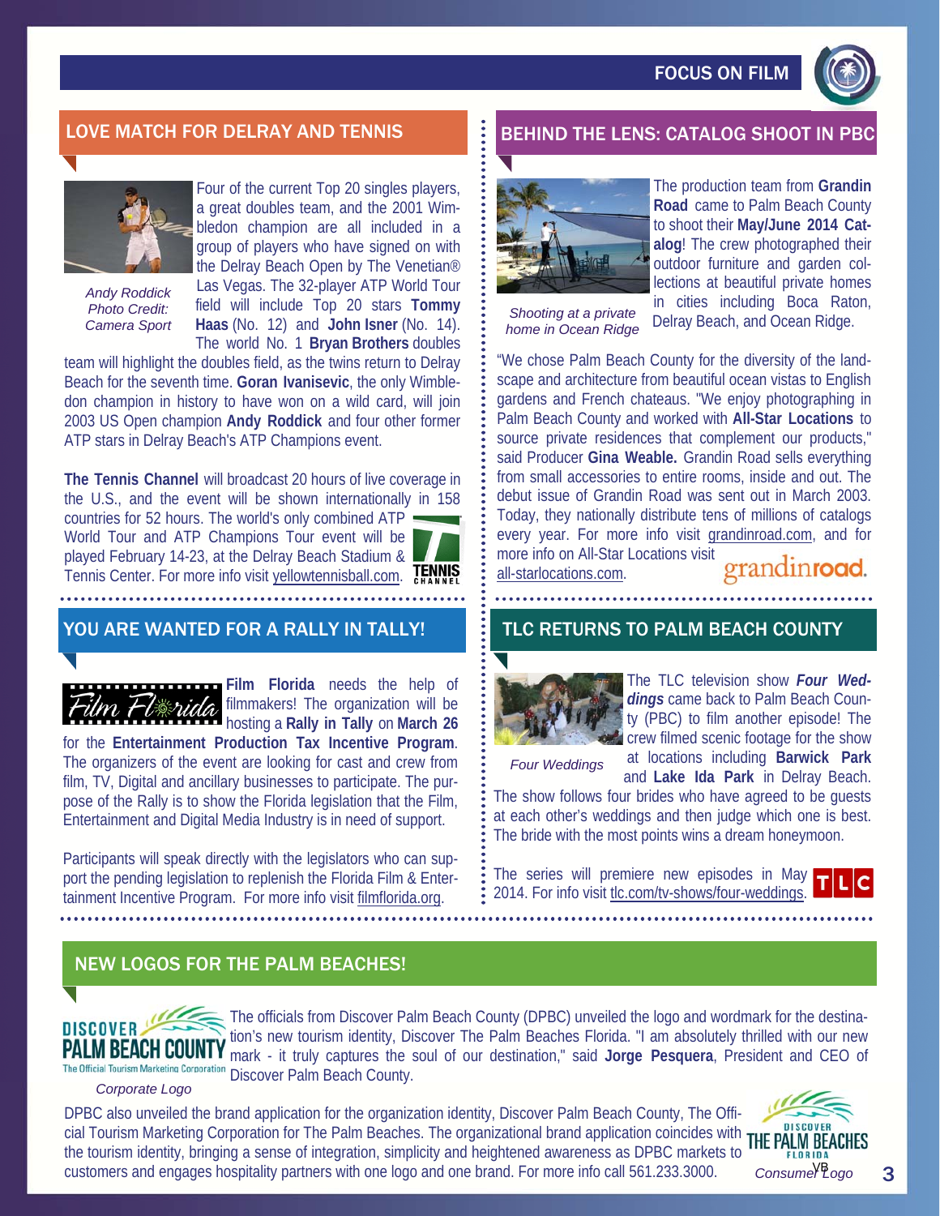## LOVE MATCH FOR DELRAY AND TENNIS

*Andy Roddick Photo Credit: Camera Sport*

Four of the current Top 20 singles players, a great doubles team, and the 2001 Wimbledon champion are all included in a group of players who have signed on with the Delray Beach Open by The Venetian® Las Vegas. The 32-player ATP World Tour field will include Top 20 stars **Tommy Haas** (No. 12) and **John Isner** (No. 14). The world No. 1 **Bryan Brothers** doubles team will highlight the doubles field, as the twins return to Delray Beach for the seventh time. **Goran Ivanisevic**, the only Wimbledon champion in history to have won on a wild card, will join 2003 US Open champion **Andy Roddick** and four other former ATP stars in Delray Beach's ATP Champions event.

**The Tennis Channel** will broadcast 20 hours of live coverage in the U.S., and the event will be shown internationally in 158 countries for 52 hours. The world's only combined ATP World Tour and ATP Champions Tour event will be played February 14-23, at the Delray Beach Stadium & Tennis Center. For more info visit yellowtennisball.com.

## BEHIND THE LENS: CATALOG SHOOT IN PBC

*Shooting at a private home in Ocean Ridge*

The production team from **Grandin Road** came to Palm Beach County to shoot their **May/June 2014 Catalog**! The crew photographed their outdoor furniture and garden collections at beautiful private homes in cities including Boca Raton, Delray Beach, and Ocean Ridge.

"We chose Palm Beach County for the diversity of the landscape and architecture from beautiful ocean vistas to English gardens and French chateaus. "We enjoy photographing in Palm Beach County and worked with **All-Star Locations** to source private residences that complement our products," said Producer **Gina Weable.** Grandin Road sells everything from small accessories to entire rooms, inside and out. The debut issue of Grandin Road was sent out in March 2003. Today, they nationally distribute tens of millions of catalogs every year. For more info visit grandinroad.com, and for more info on All-Star Locations visit all-starlocations.com.

## YOU ARE WANTED FOR A RALLY IN TALLY!

**Film Florida** needs the help of filmmakers! The organization will be hosting a **Rally in Tally** on **March 26** for the **Entertainment Production Tax Incentive Program**. The organizers of the event are looking for cast and crew from film, TV, Digital and ancillary businesses to participate. The purpose of the Rally is to show the Florida legislation that the Film, Entertainment and Digital Media Industry is in need of support.

Participants will speak directly with the legislators who can support the pending legislation to replenish the Florida Film & Entertainment Incentive Program. For more info visit filmflorida.org.

## TLC RETURNS TO PALM BEACH COUNTY

*Four Weddings*

The TLC television show ***Four Weddings*** came back to Palm Beach County (PBC) to film another episode! The crew filmed scenic footage for the show at locations including **Barwick Park** and **Lake Ida Park** in Delray Beach. The show follows four brides who have agreed to be guests at each other's weddings and then judge which one is best. The bride with the most points wins a dream honeymoon.

The series will premiere new episodes in May 2014. For info visit tlc.com/tv-shows/four-weddings.

## NEW LOGOS FOR THE PALM BEACHES!

*Corporate Logo*

The officials from Discover Palm Beach County (DPBC) unveiled the logo and wordmark for the destination's new tourism identity, Discover The Palm Beaches Florida. "I am absolutely thrilled with our new mark - it truly captures the soul of our destination," said **Jorge Pesquera**, President and CEO of Discover Palm Beach County.

DPBC also unveiled the brand application for the organization identity, Discover Palm Beach County, The Official Tourism Marketing Corporation for The Palm Beaches. The organizational brand application coincides with the tourism identity, bringing a sense of integration, simplicity and heightened awareness as DPBC markets to customers and engages hospitality partners with one logo and one brand. For more info call 561.233.3000.

*Consumer Logo*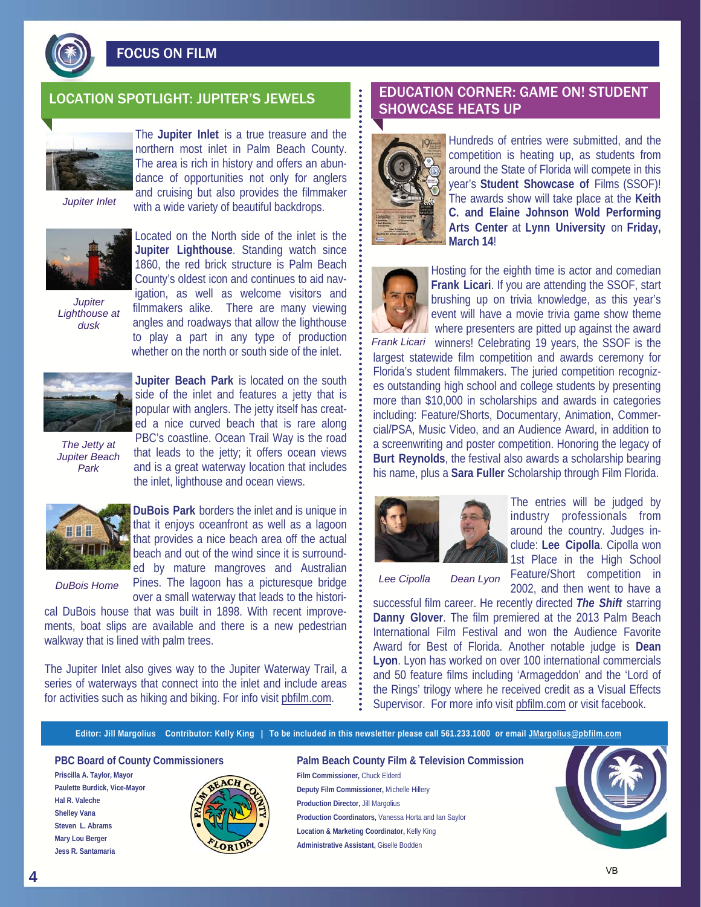# FOCUS ON FILM

## LOCATION SPOTLIGHT: JUPITER'S JEWELS

The **Jupiter Inlet** is a true treasure and the northern most inlet in Palm Beach County. The area is rich in history and offers an abundance of opportunities not only for anglers and cruising but also provides the filmmaker with a wide variety of beautiful backdrops.

*Jupiter Inlet*

Located on the North side of the inlet is the **Jupiter Lighthouse**. Standing watch since 1860, the red brick structure is Palm Beach County's oldest icon and continues to aid navigation, as well as welcome visitors and filmmakers alike. There are many viewing angles and roadways that allow the lighthouse to play a part in any type of production whether on the north or south side of the inlet.

*Jupiter Lighthouse at dusk*

**Jupiter Beach Park** is located on the south side of the inlet and features a jetty that is popular with anglers. The jetty itself has created a nice curved beach that is rare along PBC's coastline. Ocean Trail Way is the road that leads to the jetty; it offers ocean views and is a great waterway location that includes the inlet, lighthouse and ocean views.

*The Jetty at Jupiter Beach Park*

**DuBois Park** borders the inlet and is unique in that it enjoys oceanfront as well as a lagoon that provides a nice beach area off the actual beach and out of the wind since it is surrounded by mature mangroves and Australian Pines. The lagoon has a picturesque bridge over a small waterway that leads to the historical DuBois house that was built in 1898. With recent improvements, boat slips are available and there is a new pedestrian walkway that is lined with palm trees.

*DuBois Home*

The Jupiter Inlet also gives way to the Jupiter Waterway Trail, a series of waterways that connect into the inlet and include areas for activities such as hiking and biking. For info visit pbfilm.com.

## EDUCATION CORNER: GAME ON! STUDENT SHOWCASE HEATS UP

Hundreds of entries were submitted, and the competition is heating up, as students from around the State of Florida will compete in this year's **Student Showcase of** Films (SSOF)! The awards show will take place at the **Keith C. and Elaine Johnson Wold Performing Arts Center** at **Lynn University** on **Friday, March 14**!

Hosting for the eighth time is actor and comedian **Frank Licari**. If you are attending the SSOF, start brushing up on trivia knowledge, as this year's event will have a movie trivia game show theme where presenters are pitted up against the award winners! Celebrating 19 years, the SSOF is the largest statewide film competition and awards ceremony for Florida's student filmmakers. The juried competition recognizes outstanding high school and college students by presenting more than $10,000 in scholarships and awards in categories including: Feature/Shorts, Documentary, Animation, Commercial/PSA, Music Video, and an Audience Award, in addition to a screenwriting and poster competition. Honoring the legacy of **Burt Reynolds**, the festival also awards a scholarship bearing his name, plus a **Sara Fuller** Scholarship through Film Florida.

*Frank Licari*

The entries will be judged by industry professionals from around the country. Judges include: **Lee Cipolla**. Cipolla won 1st Place in the High School Feature/Short competition in 2002, and then went to have a successful film career. He recently directed ***The Shift*** starring **Danny Glover**. The film premiered at the 2013 Palm Beach International Film Festival and won the Audience Favorite Award for Best of Florida. Another notable judge is **Dean Lyon**. Lyon has worked on over 100 international commercials and 50 feature films including 'Armageddon' and the 'Lord of the Rings' trilogy where he received credit as a Visual Effects Supervisor. For more info visit pbfilm.com or visit facebook.

*Lee Cipolla* *Dean Lyon*

**Editor: Jill Margolius Contributor: Kelly King | To be included in this newsletter please call 561.233.1000 or email JMargolius@pbfilm.com**

### PBC Board of County Commissioners

**Priscilla A. Taylor, Mayor**
**Paulette Burdick, Vice-Mayor**
**Hal R. Valeche**
**Shelley Vana**
**Steven L. Abrams**
**Mary Lou Berger**
**Jess R. Santamaria**

### Palm Beach County Film & Television Commission

**Film Commissioner,** Chuck Elderd
**Deputy Film Commissioner,** Michelle Hillery
**Production Director,** Jill Margolius
**Production Coordinators,** Vanessa Horta and Ian Saylor
**Location & Marketing Coordinator,** Kelly King
**Administrative Assistant,** Giselle Bodden

VB